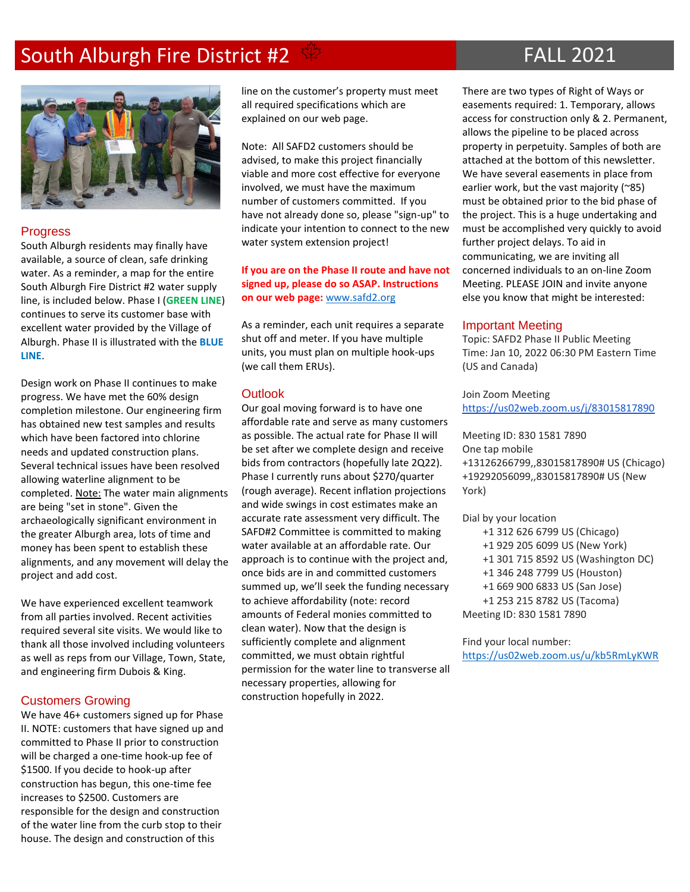# South Alburgh Fire District #2

FALL 2021

## Progress

South Alburgh residents may finally have available, a source of clean, safe drinking water. As a reminder, a map for the entire South Alburgh Fire District #2 water supply line, is included below. Phase I (**GREEN LINE**) continues to serve its customer base with excellent water provided by the Village of Alburgh. Phase II is illustrated with the **BLUE LINE**.

Design work on Phase II continues to make progress. We have met the 60% design completion milestone. Our engineering firm has obtained new test samples and results which have been factored into chlorine needs and updated construction plans. Several technical issues have been resolved allowing waterline alignment to be completed. Note: The water main alignments are being "set in stone". Given the archaeologically significant environment in the greater Alburgh area, lots of time and money has been spent to establish these alignments, and any movement will delay the project and add cost.

We have experienced excellent teamwork from all parties involved. Recent activities required several site visits. We would like to thank all those involved including volunteers as well as reps from our Village, Town, State, and engineering firm Dubois & King.

## Customers Growing

We have 46+ customers signed up for Phase II. NOTE: customers that have signed up and committed to Phase II prior to construction will be charged a one-time hook-up fee of $1500. If you decide to hook-up after construction has begun, this one-time fee increases to $2500. Customers are responsible for the design and construction of the water line from the curb stop to their house. The design and construction of this line on the customer's property must meet all required specifications which are explained on our web page.

Note: All SAFD2 customers should be advised, to make this project financially viable and more cost effective for everyone involved, we must have the maximum number of customers committed. If you have not already done so, please "sign-up" to indicate your intention to connect to the new water system extension project!

**If you are on the Phase II route and have not signed up, please do so ASAP. Instructions on our web page:** www.safd2.org

As a reminder, each unit requires a separate shut off and meter. If you have multiple units, you must plan on multiple hook-ups (we call them ERUs).

## Outlook

Our goal moving forward is to have one affordable rate and serve as many customers as possible. The actual rate for Phase II will be set after we complete design and receive bids from contractors (hopefully late 2Q22). Phase I currently runs about $270/quarter (rough average). Recent inflation projections and wide swings in cost estimates make an accurate rate assessment very difficult. The SAFD#2 Committee is committed to making water available at an affordable rate. Our approach is to continue with the project and, once bids are in and committed customers summed up, we'll seek the funding necessary to achieve affordability (note: record amounts of Federal monies committed to clean water). Now that the design is sufficiently complete and alignment committed, we must obtain rightful permission for the water line to transverse all necessary properties, allowing for construction hopefully in 2022.

There are two types of Right of Ways or easements required: 1. Temporary, allows access for construction only & 2. Permanent, allows the pipeline to be placed across property in perpetuity. Samples of both are attached at the bottom of this newsletter. We have several easements in place from earlier work, but the vast majority (~85) must be obtained prior to the bid phase of the project. This is a huge undertaking and must be accomplished very quickly to avoid further project delays. To aid in communicating, we are inviting all concerned individuals to an on-line Zoom Meeting. PLEASE JOIN and invite anyone else you know that might be interested:

## Important Meeting

Topic: SAFD2 Phase II Public Meeting
Time: Jan 10, 2022 06:30 PM Eastern Time (US and Canada)

Join Zoom Meeting
https://us02web.zoom.us/j/83015817890

Meeting ID: 830 1581 7890
One tap mobile
+13126266799,,83015817890# US (Chicago)
+19292056099,,83015817890# US (New York)

Dial by your location
- +1 312 626 6799 US (Chicago)
- +1 929 205 6099 US (New York)
- +1 301 715 8592 US (Washington DC)
- +1 346 248 7799 US (Houston)
- +1 669 900 6833 US (San Jose)
- +1 253 215 8782 US (Tacoma)

Meeting ID: 830 1581 7890

Find your local number:
https://us02web.zoom.us/u/kb5RmLyKWR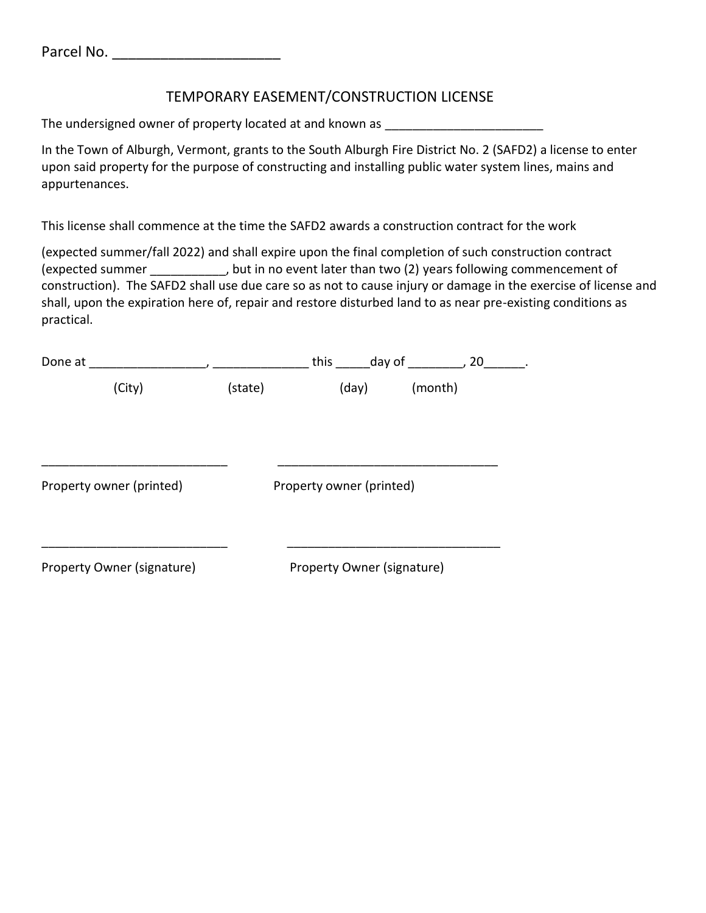Parcel No. _____________________

## TEMPORARY EASEMENT/CONSTRUCTION LICENSE

The undersigned owner of property located at and known as _______________________

In the Town of Alburgh, Vermont, grants to the South Alburgh Fire District No. 2 (SAFD2) a license to enter upon said property for the purpose of constructing and installing public water system lines, mains and appurtenances.

This license shall commence at the time the SAFD2 awards a construction contract for the work

(expected summer/fall 2022) and shall expire upon the final completion of such construction contract (expected summer ___________, but in no event later than two (2) years following commencement of construction). The SAFD2 shall use due care so as not to cause injury or damage in the exercise of license and shall, upon the expiration here of, repair and restore disturbed land to as near pre-existing conditions as practical.

Done at _________________, ______________ this _____day of ________, 20______.

(City) (state) (day) (month)

___________________________ ________________________________

Property owner (printed) Property owner (printed)

___________________________ ________________________________

Property Owner (signature) Property Owner (signature)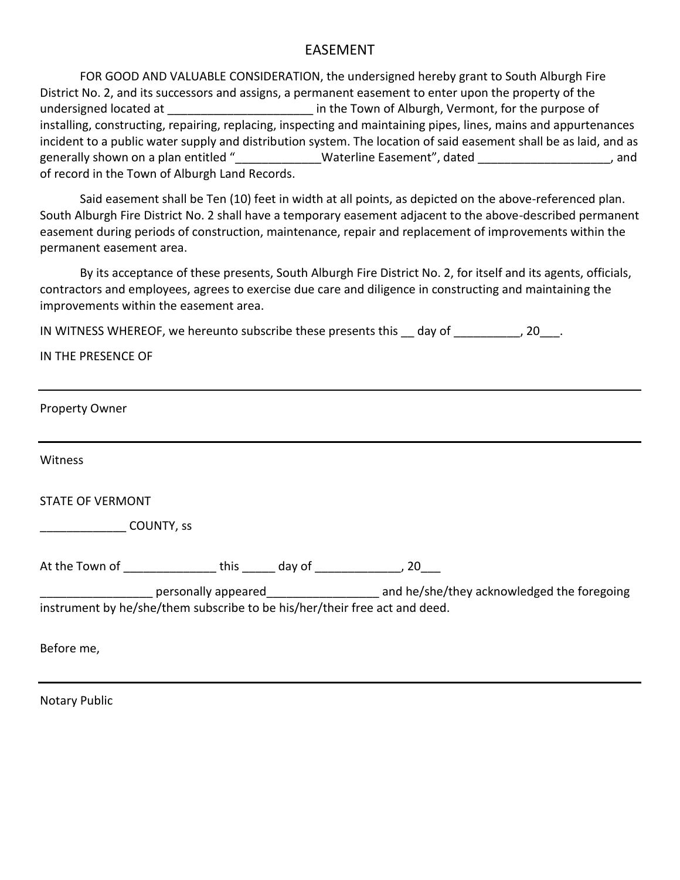# EASEMENT

FOR GOOD AND VALUABLE CONSIDERATION, the undersigned hereby grant to South Alburgh Fire District No. 2, and its successors and assigns, a permanent easement to enter upon the property of the undersigned located at ______________________ in the Town of Alburgh, Vermont, for the purpose of installing, constructing, repairing, replacing, inspecting and maintaining pipes, lines, mains and appurtenances incident to a public water supply and distribution system. The location of said easement shall be as laid, and as generally shown on a plan entitled "_____________Waterline Easement", dated ____________________, and of record in the Town of Alburgh Land Records.

Said easement shall be Ten (10) feet in width at all points, as depicted on the above-referenced plan. South Alburgh Fire District No. 2 shall have a temporary easement adjacent to the above-described permanent easement during periods of construction, maintenance, repair and replacement of improvements within the permanent easement area.

By its acceptance of these presents, South Alburgh Fire District No. 2, for itself and its agents, officials, contractors and employees, agrees to exercise due care and diligence in constructing and maintaining the improvements within the easement area.

IN WITNESS WHEREOF, we hereunto subscribe these presents this __ day of __________, 20___.

IN THE PRESENCE OF

___________________________________________

Property Owner

___________________________________________

Witness

STATE OF VERMONT

_____________ COUNTY, ss

At the Town of ______________ this _____ day of _____________, 20___

_________________ personally appeared_________________ and he/she/they acknowledged the foregoing instrument by he/she/them subscribe to be his/her/their free act and deed.

Before me,

___________________________________________

Notary Public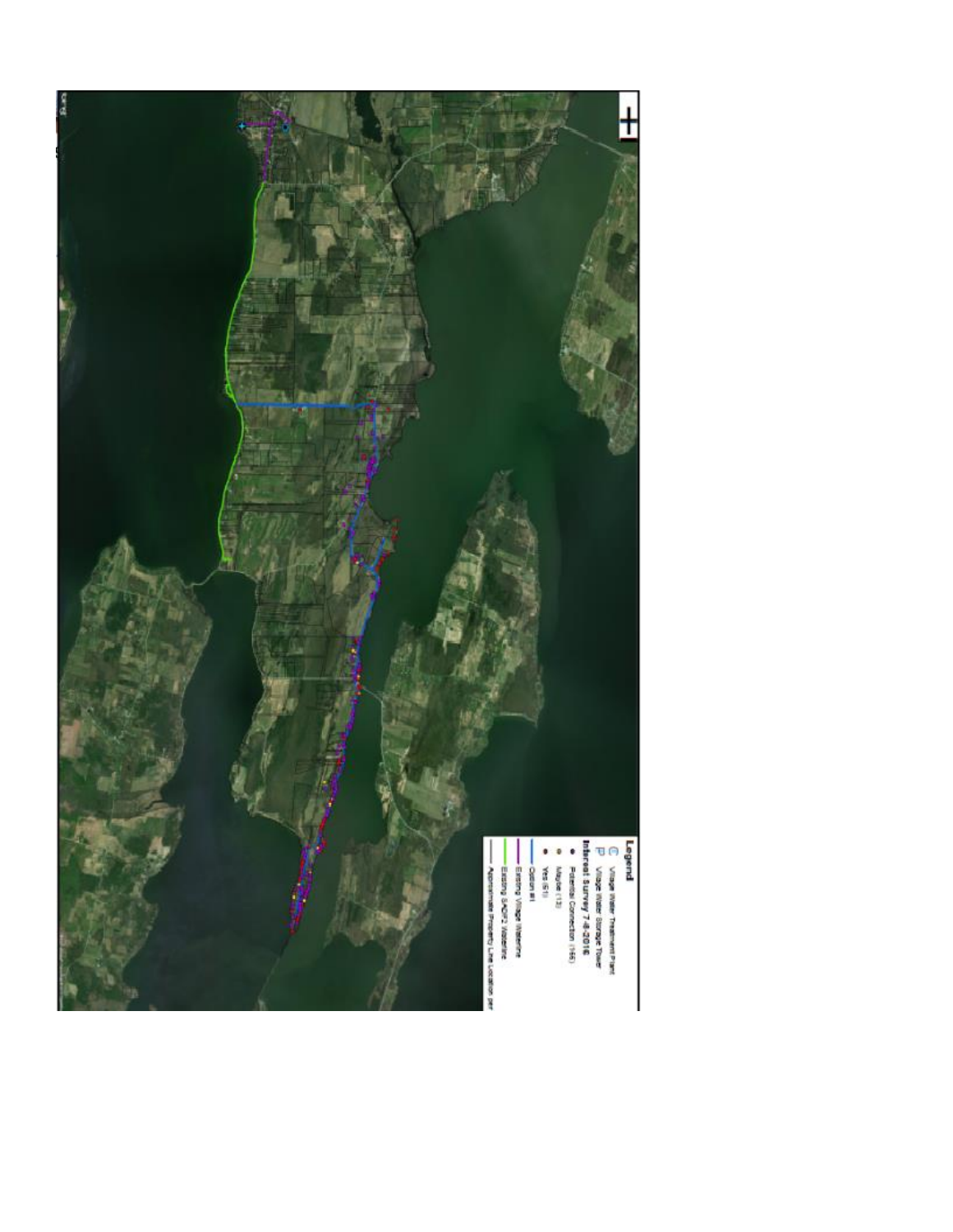Legend

Village Water Treatment Plant

Village Water Storage Tower

Interest Survey 7-8-2016

Potential Connection (166)

Maybe (13)

Yes (51)

Option #1

Existing Village Waterline

Existing SAD#2 Waterline

Approximate Property Line Location per